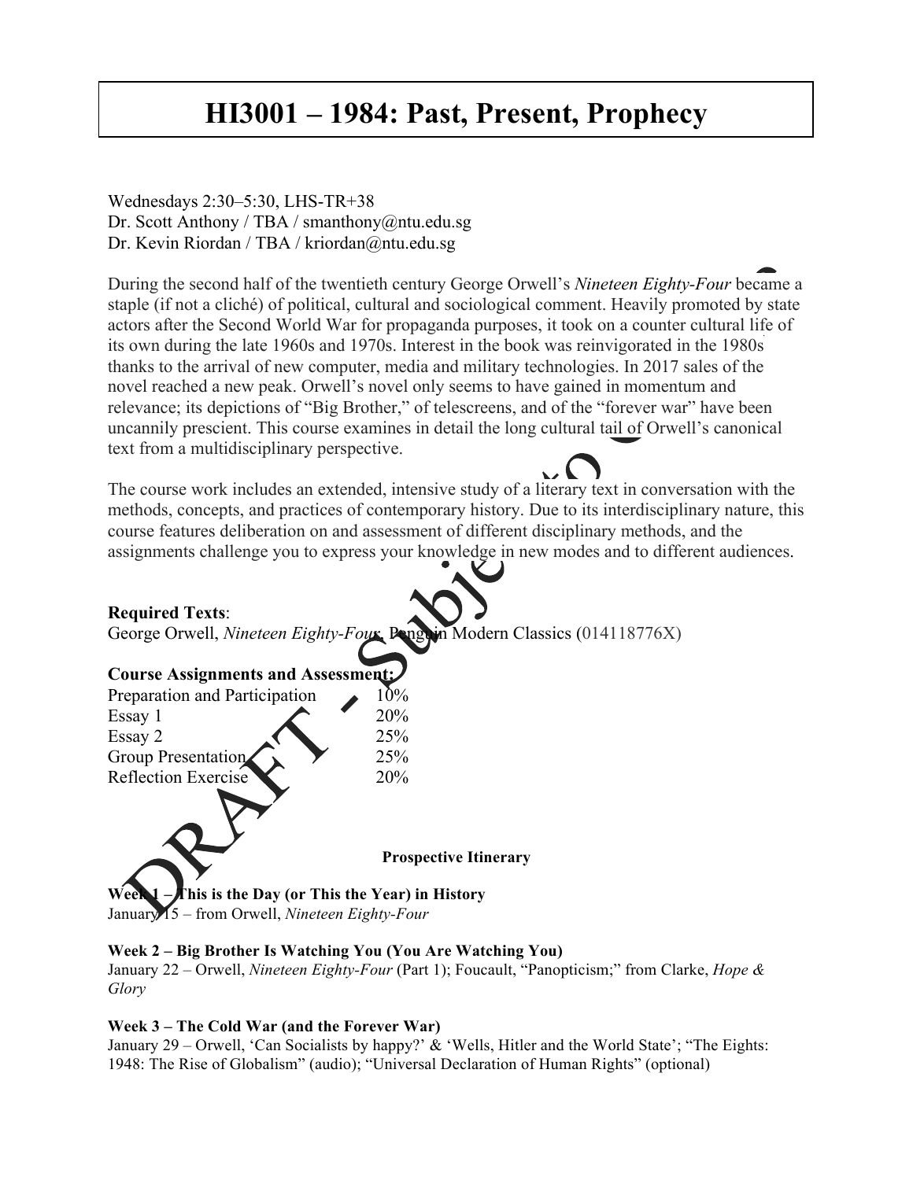# HI3001 – 1984: Past, Present, Prophecy

Wednesdays 2:30–5:30, LHS-TR+38
Dr. Scott Anthony / TBA / smanthony@ntu.edu.sg
Dr. Kevin Riordan / TBA / kriordan@ntu.edu.sg

During the second half of the twentieth century George Orwell's *Nineteen Eighty-Four* became a staple (if not a cliché) of political, cultural and sociological comment. Heavily promoted by state actors after the Second World War for propaganda purposes, it took on a counter cultural life of its own during the late 1960s and 1970s. Interest in the book was reinvigorated in the 1980s thanks to the arrival of new computer, media and military technologies. In 2017 sales of the novel reached a new peak. Orwell's novel only seems to have gained in momentum and relevance; its depictions of "Big Brother," of telescreens, and of the "forever war" have been uncannily prescient. This course examines in detail the long cultural tail of Orwell's canonical text from a multidisciplinary perspective.

The course work includes an extended, intensive study of a literary text in conversation with the methods, concepts, and practices of contemporary history. Due to its interdisciplinary nature, this course features deliberation on and assessment of different disciplinary methods, and the assignments challenge you to express your knowledge in new modes and to different audiences.

**Required Texts**:
George Orwell, *Nineteen Eighty-Four*, Penguin Modern Classics (014118776X)

**Course Assignments and Assessment:**

| | |
|---|---|
| Preparation and Participation | 10% |
| Essay 1 | 20% |
| Essay 2 | 25% |
| Group Presentation | 25% |
| Reflection Exercise | 20% |

**Prospective Itinerary**

**Week 1 – This is the Day (or This the Year) in History**
January 15 – from Orwell, *Nineteen Eighty-Four*

**Week 2 – Big Brother Is Watching You (You Are Watching You)**
January 22 – Orwell, *Nineteen Eighty-Four* (Part 1); Foucault, "Panopticism;" from Clarke, *Hope & Glory*

**Week 3 – The Cold War (and the Forever War)**
January 29 – Orwell, 'Can Socialists by happy?' & 'Wells, Hitler and the World State'; "The Eights: 1948: The Rise of Globalism" (audio); "Universal Declaration of Human Rights" (optional)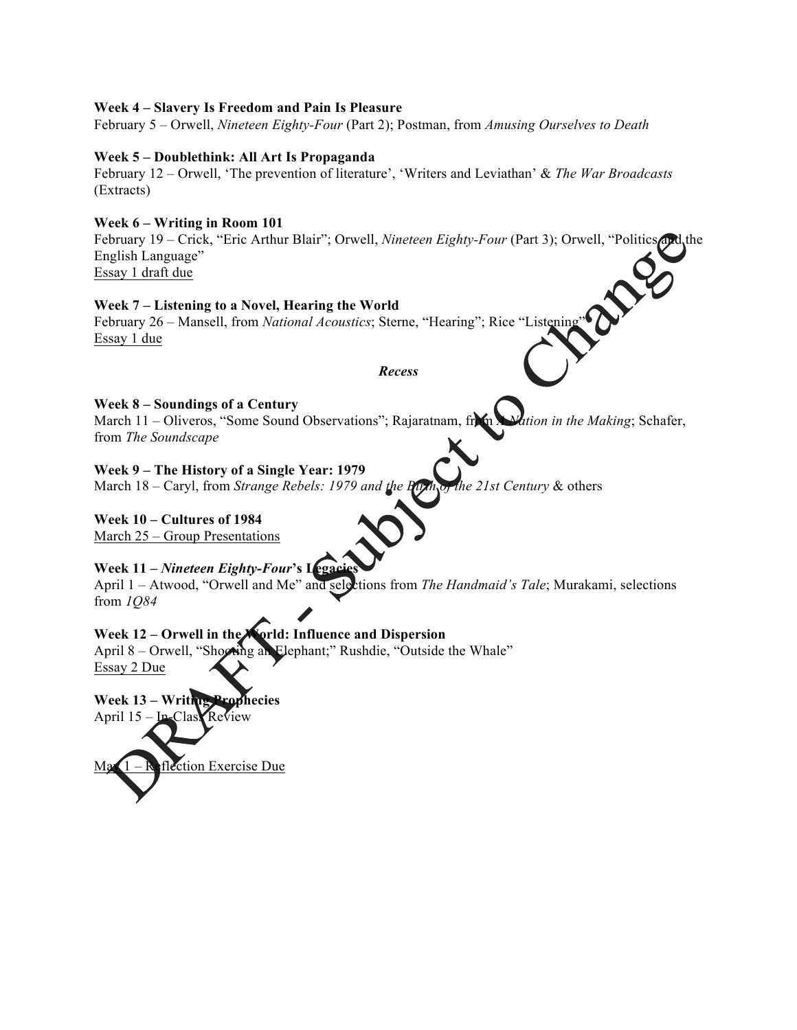**Week 4 – Slavery Is Freedom and Pain Is Pleasure**
February 5 – Orwell, *Nineteen Eighty-Four* (Part 2); Postman, from *Amusing Ourselves to Death*

**Week 5 – Doublethink: All Art Is Propaganda**
February 12 – Orwell, 'The prevention of literature', 'Writers and Leviathan' & *The War Broadcasts* (Extracts)

**Week 6 – Writing in Room 101**
February 19 – Crick, "Eric Arthur Blair"; Orwell, *Nineteen Eighty-Four* (Part 3); Orwell, "Politics and the English Language"
Essay 1 draft due

**Week 7 – Listening to a Novel, Hearing the World**
February 26 – Mansell, from *National Acoustics*; Sterne, "Hearing"; Rice "Listening"
Essay 1 due

***Recess***

**Week 8 – Soundings of a Century**
March 11 – Oliveros, "Some Sound Observations"; Rajaratnam, from *A Nation in the Making*; Schafer, from *The Soundscape*

**Week 9 – The History of a Single Year: 1979**
March 18 – Caryl, from *Strange Rebels: 1979 and the Birth of the 21st Century* & others

**Week 10 – Cultures of 1984**
March 25 – Group Presentations

**Week 11 – *Nineteen Eighty-Four*'s Legacies**
April 1 – Atwood, "Orwell and Me" and selections from *The Handmaid's Tale*; Murakami, selections from *1Q84*

**Week 12 – Orwell in the World: Influence and Dispersion**
April 8 – Orwell, "Shooting an Elephant;" Rushdie, "Outside the Whale"
Essay 2 Due

**Week 13 – Writing Prophecies**
April 15 – In-Class Review

May 1 – Reflection Exercise Due

DRAFT - Subject to Change